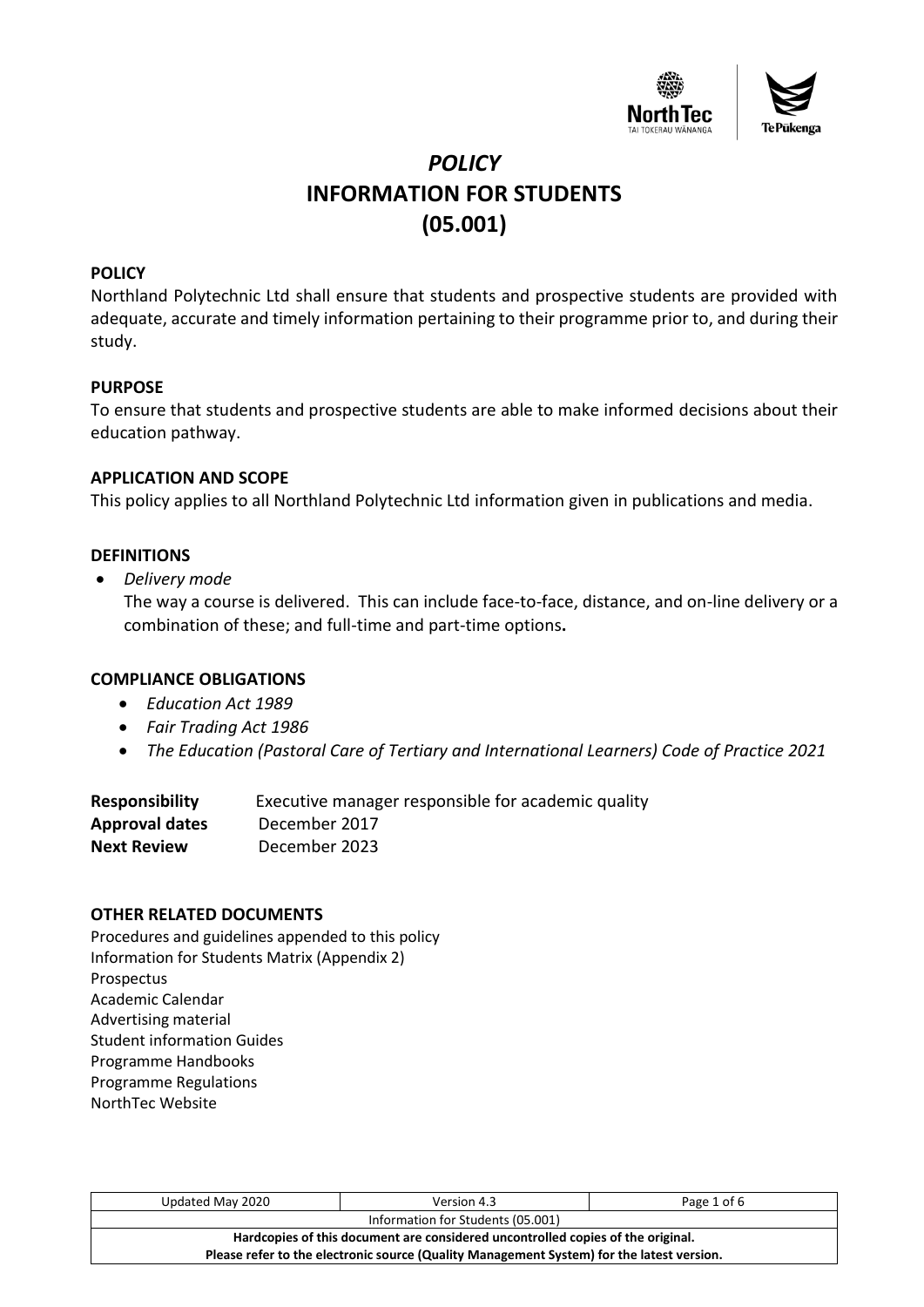# *POLICY*
# INFORMATION FOR STUDENTS
# (05.001)

**POLICY**

Northland Polytechnic Ltd shall ensure that students and prospective students are provided with adequate, accurate and timely information pertaining to their programme prior to, and during their study.

**PURPOSE**

To ensure that students and prospective students are able to make informed decisions about their education pathway.

**APPLICATION AND SCOPE**

This policy applies to all Northland Polytechnic Ltd information given in publications and media.

**DEFINITIONS**

- *Delivery mode*
  The way a course is delivered. This can include face-to-face, distance, and on-line delivery or a combination of these; and full-time and part-time options**.**

**COMPLIANCE OBLIGATIONS**

- *Education Act 1989*
- *Fair Trading Act 1986*
- *The Education (Pastoral Care of Tertiary and International Learners) Code of Practice 2021*

| | |
|---|---|
| **Responsibility** | Executive manager responsible for academic quality |
| **Approval dates** | December 2017 |
| **Next Review** | December 2023 |

**OTHER RELATED DOCUMENTS**

Procedures and guidelines appended to this policy
Information for Students Matrix (Appendix 2)
Prospectus
Academic Calendar
Advertising material
Student information Guides
Programme Handbooks
Programme Regulations
NorthTec Website

| Updated May 2020 | Version 4.3 | Page 1 of 6 |
|---|---|---|
| Information for Students (05.001) | | |
| **Hardcopies of this document are considered uncontrolled copies of the original.** **Please refer to the electronic source (Quality Management System) for the latest version.** | | |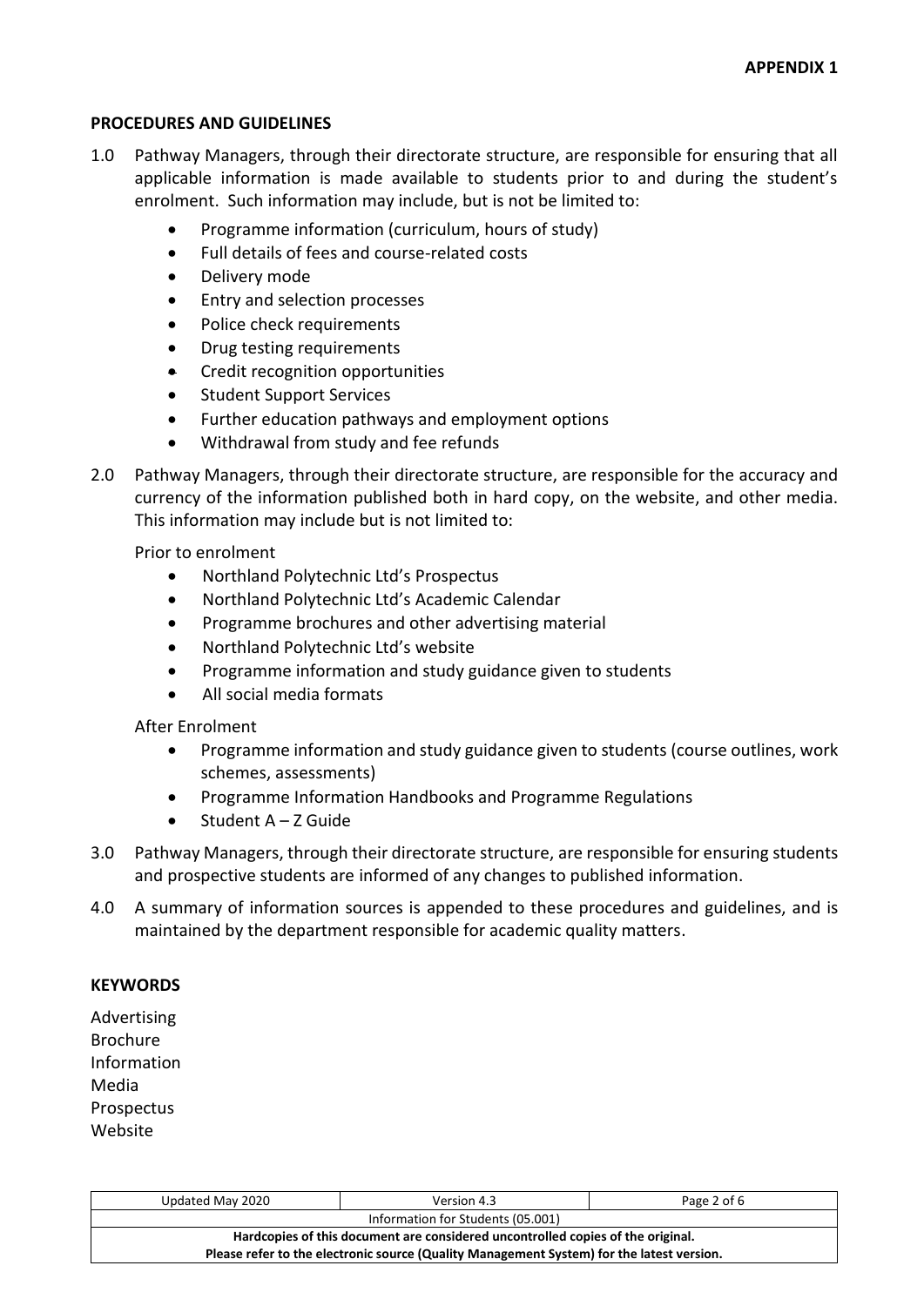**APPENDIX 1**

**PROCEDURES AND GUIDELINES**

1.0 Pathway Managers, through their directorate structure, are responsible for ensuring that all applicable information is made available to students prior to and during the student's enrolment. Such information may include, but is not be limited to:

- Programme information (curriculum, hours of study)
- Full details of fees and course-related costs
- Delivery mode
- Entry and selection processes
- Police check requirements
- Drug testing requirements
- Credit recognition opportunities
- Student Support Services
- Further education pathways and employment options
- Withdrawal from study and fee refunds

2.0 Pathway Managers, through their directorate structure, are responsible for the accuracy and currency of the information published both in hard copy, on the website, and other media. This information may include but is not limited to:

Prior to enrolment

- Northland Polytechnic Ltd's Prospectus
- Northland Polytechnic Ltd's Academic Calendar
- Programme brochures and other advertising material
- Northland Polytechnic Ltd's website
- Programme information and study guidance given to students
- All social media formats

After Enrolment

- Programme information and study guidance given to students (course outlines, work schemes, assessments)
- Programme Information Handbooks and Programme Regulations
- Student A – Z Guide

3.0 Pathway Managers, through their directorate structure, are responsible for ensuring students and prospective students are informed of any changes to published information.

4.0 A summary of information sources is appended to these procedures and guidelines, and is maintained by the department responsible for academic quality matters.

**KEYWORDS**

Advertising
Brochure
Information
Media
Prospectus
Website

| Updated May 2020 | Version 4.3 | Page 2 of 6 |
|---|---|---|
| Information for Students (05.001) | | |
| **Hardcopies of this document are considered uncontrolled copies of the original. Please refer to the electronic source (Quality Management System) for the latest version.** | | |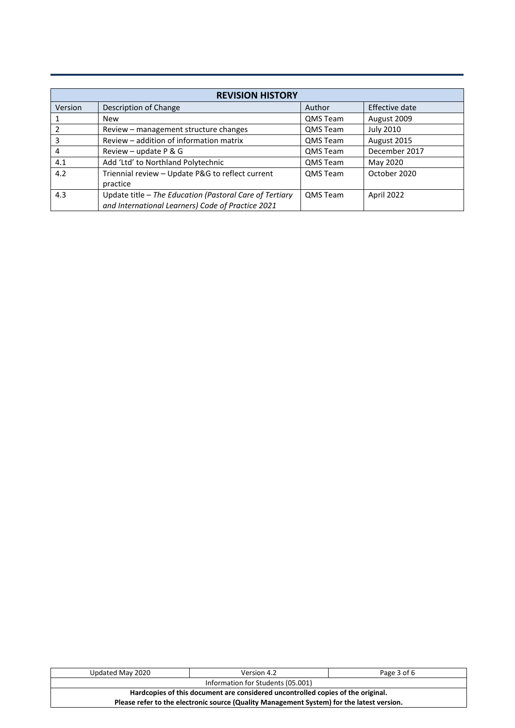| REVISION HISTORY | | | |
|---|---|---|---|
| Version | Description of Change | Author | Effective date |
| 1 | New | QMS Team | August 2009 |
| 2 | Review – management structure changes | QMS Team | July 2010 |
| 3 | Review – addition of information matrix | QMS Team | August 2015 |
| 4 | Review – update P & G | QMS Team | December 2017 |
| 4.1 | Add 'Ltd' to Northland Polytechnic | QMS Team | May 2020 |
| 4.2 | Triennial review – Update P&G to reflect current practice | QMS Team | October 2020 |
| 4.3 | Update title – *The Education (Pastoral Care of Tertiary and International Learners) Code of Practice 2021* | QMS Team | April 2022 |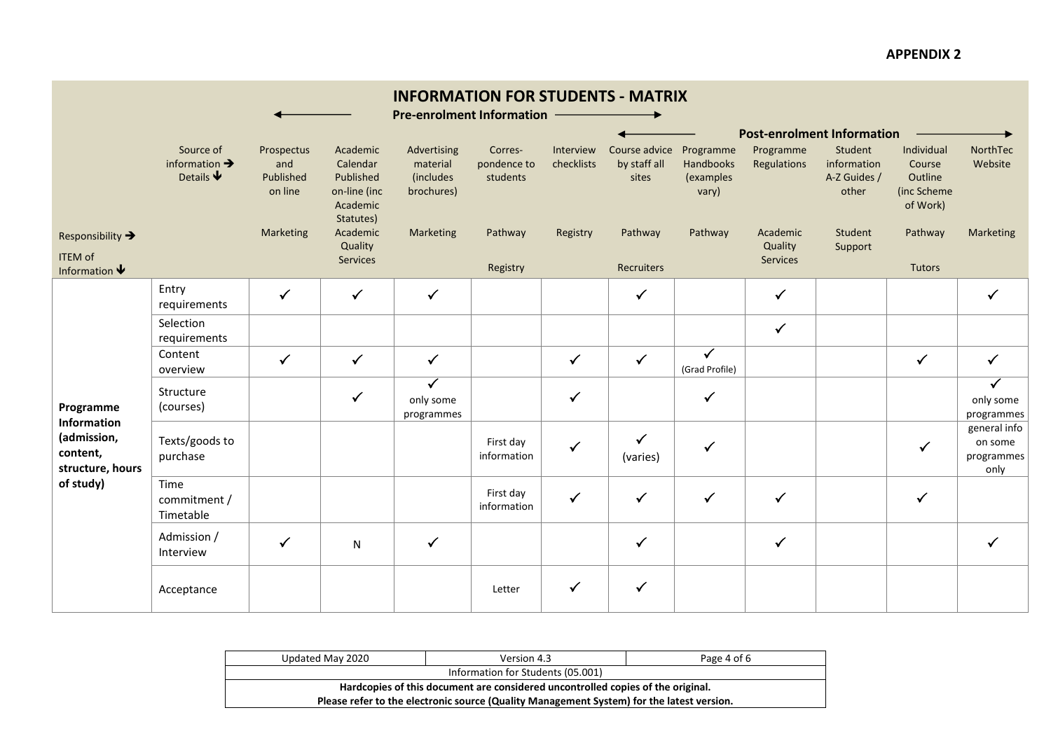**APPENDIX 2**

# INFORMATION FOR STUDENTS - MATRIX

| | Source of information → Details ↓ | Pre-enrolment Information | | | | | | Post-enrolment Information | | | | |
|---|---|---|---|---|---|---|---|---|---|---|---|---|
| | | Prospectus and Published on line | Academic Calendar Published on-line (inc Academic Statutes) | Advertising material (includes brochures) | Corres-pondence to students | Interview checklists | Course advice by staff all sites | Programme Handbooks (examples vary) | Programme Regulations | Student information A-Z Guides / other | Individual Course Outline (inc Scheme of Work) | NorthTec Website |
| Responsibility → ITEM of Information ↓ | | Marketing | Academic Quality Services | Marketing | Pathway Registry | Registry | Pathway Recruiters | Pathway | Academic Quality Services | Student Support | Pathway Tutors | Marketing |
| **Programme Information (admission, content, structure, hours of study)** | Entry requirements | ✓ | ✓ | ✓ | | | ✓ | | ✓ | | | ✓ |
| | Selection requirements | | | | | | | | ✓ | | | |
| | Content overview | ✓ | ✓ | ✓ | | ✓ | ✓ | ✓ (Grad Profile) | | | ✓ | ✓ |
| | Structure (courses) | | ✓ | ✓ only some programmes | | ✓ | | ✓ | | | | ✓ only some programmes |
| | Texts/goods to purchase | | | | First day information | ✓ | ✓ (varies) | ✓ | | | ✓ | general info on some programmes only |
| | Time commitment / Timetable | | | | First day information | ✓ | ✓ | ✓ | ✓ | | ✓ | |
| | Admission / Interview | ✓ | N | ✓ | | | ✓ | | ✓ | | | ✓ |
| | Acceptance | | | | Letter | ✓ | ✓ | | | | | |

| Updated May 2020 | Version 4.3 | Page 4 of 6 |
|---|---|---|
| Information for Students (05.001) | | |
| **Hardcopies of this document are considered uncontrolled copies of the original.** | | |
| **Please refer to the electronic source (Quality Management System) for the latest version.** | | |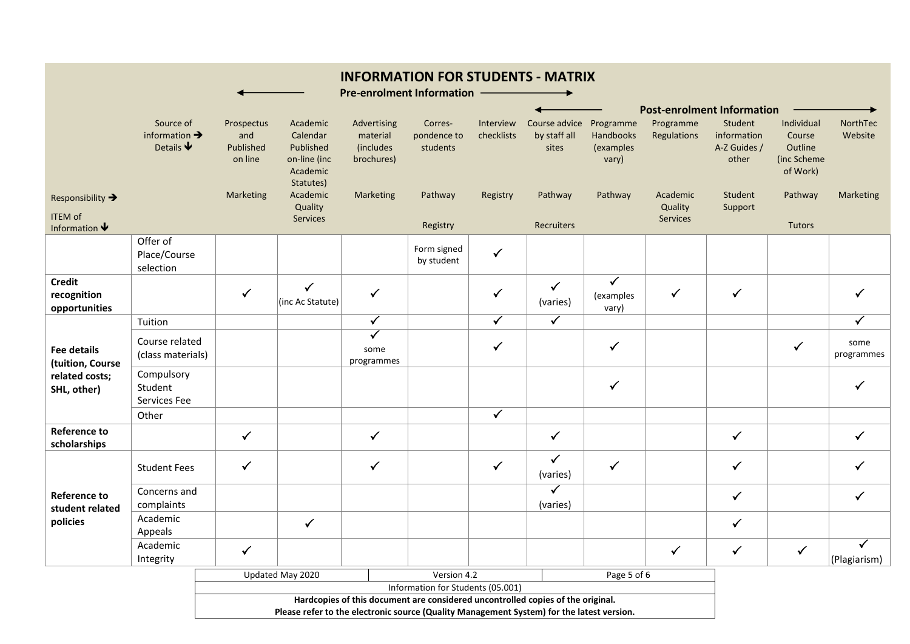# INFORMATION FOR STUDENTS - MATRIX

| | | Pre-enrolment Information | | | | | | Post-enrolment Information | | | | |
|---|---|---|---|---|---|---|---|---|---|---|---|---|
| | Source of information → Details ↓ | Prospectus and Published on line | Academic Calendar Published on-line (inc Academic Statutes) | Advertising material (includes brochures) | Corres-pondence to students | Interview checklists | Course advice by staff all sites | Programme Handbooks (examples vary) | Programme Regulations | Student information A-Z Guides / other | Individual Course Outline (inc Scheme of Work) | NorthTec Website |
| Responsibility → ITEM of Information ↓ | | Marketing | Academic Quality Services | Marketing | Pathway Registry | Registry | Pathway Recruiters | Pathway | Academic Quality Services | Student Support | Pathway Tutors | Marketing |
| | Offer of Place/Course selection | | | | Form signed by student | ✓ | | | | | | |
| **Credit recognition opportunities** | | ✓ | ✓ (inc Ac Statute) | ✓ | | ✓ | ✓ (varies) | ✓ (examples vary) | ✓ | ✓ | | ✓ |
| **Fee details (tuition, Course related costs; SHL, other)** | Tuition | | | ✓ | | ✓ | ✓ | | | | | ✓ |
| | Course related (class materials) | | | ✓ some programmes | | ✓ | | ✓ | | | ✓ | some programmes |
| | Compulsory Student Services Fee | | | | | | | ✓ | | | | ✓ |
| | Other | | | | | ✓ | | | | | | |
| **Reference to scholarships** | | ✓ | | ✓ | | | ✓ | | | ✓ | | ✓ |
| **Reference to student related policies** | Student Fees | ✓ | | ✓ | | ✓ | ✓ (varies) | ✓ | | ✓ | | ✓ |
| | Concerns and complaints | | | | | | ✓ (varies) | | | ✓ | | ✓ |
| | Academic Appeals | | ✓ | | | | | | | ✓ | | |
| | Academic Integrity | ✓ | | | | | | | ✓ | ✓ | ✓ | ✓ (Plagiarism) |

| Updated May 2020 | Version 4.2 | Page 5 of 6 |
|---|---|---|
| Information for Students (05.001) | | |
| **Hardcopies of this document are considered uncontrolled copies of the original. Please refer to the electronic source (Quality Management System) for the latest version.** | | |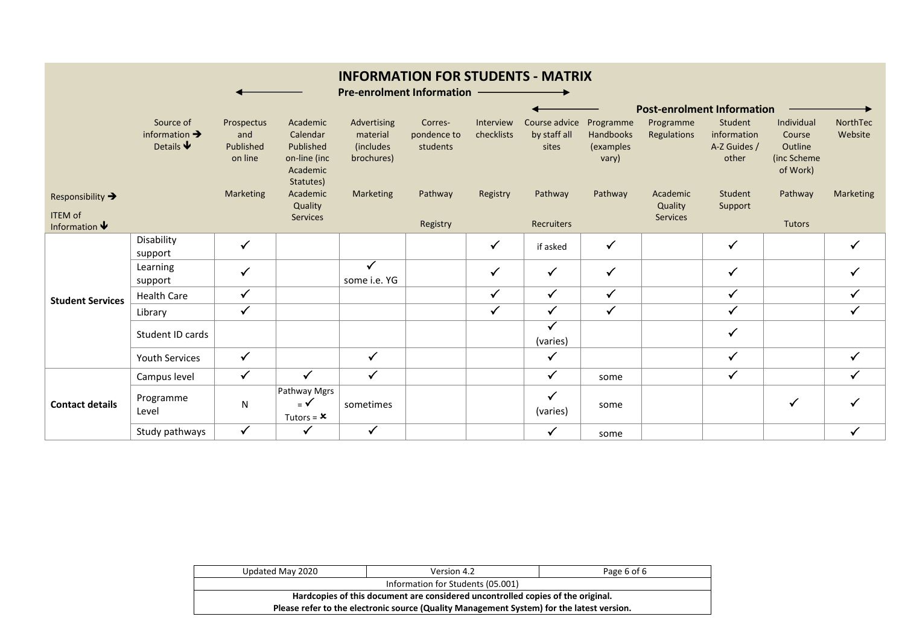# INFORMATION FOR STUDENTS - MATRIX

| | Source of information → Details ↓ | Prospectus and Published on line | Academic Calendar Published on-line (inc Academic Statutes) | Advertising material (includes brochures) | Corres-pondence to students | Interview checklists | Course advice by staff all sites | Programme Handbooks (examples vary) | Programme Regulations | Student information A-Z Guides / other | Individual Course Outline (inc Scheme of Work) | NorthTec Website |
|---|---|---|---|---|---|---|---|---|---|---|---|---|
| | | ← Pre-enrolment Information → | | | | | | | | | | |
| | | | | | | | ← Post-enrolment Information → | | | | | |
| Responsibility → ITEM of Information ↓ | | Marketing | Academic Quality Services | Marketing | Pathway Registry | Registry | Pathway Recruiters | Pathway | Academic Quality Services | Student Support | Pathway Tutors | Marketing |
| **Student Services** | Disability support | ✓ | | | | ✓ | if asked | ✓ | | ✓ | | ✓ |
| | Learning support | ✓ | | ✓ some i.e. YG | | ✓ | ✓ | ✓ | | ✓ | | ✓ |
| | Health Care | ✓ | | | | ✓ | ✓ | ✓ | | ✓ | | ✓ |
| | Library | ✓ | | | | ✓ | ✓ | ✓ | | ✓ | | ✓ |
| | Student ID cards | | | | | | ✓ (varies) | | | ✓ | | |
| | Youth Services | ✓ | | ✓ | | | ✓ | | | ✓ | | ✓ |
| **Contact details** | Campus level | ✓ | ✓ | ✓ | | | ✓ | some | | ✓ | | ✓ |
| | Programme Level | N | Pathway Mgrs = ✓ Tutors = ✗ | sometimes | | | ✓ (varies) | some | | | ✓ | ✓ |
| | Study pathways | ✓ | ✓ | ✓ | | | ✓ | some | | | | ✓ |

| Updated May 2020 | Version 4.2 | Page 6 of 6 |
|---|---|---|
| Information for Students (05.001) | | |
| **Hardcopies of this document are considered uncontrolled copies of the original. Please refer to the electronic source (Quality Management System) for the latest version.** | | |